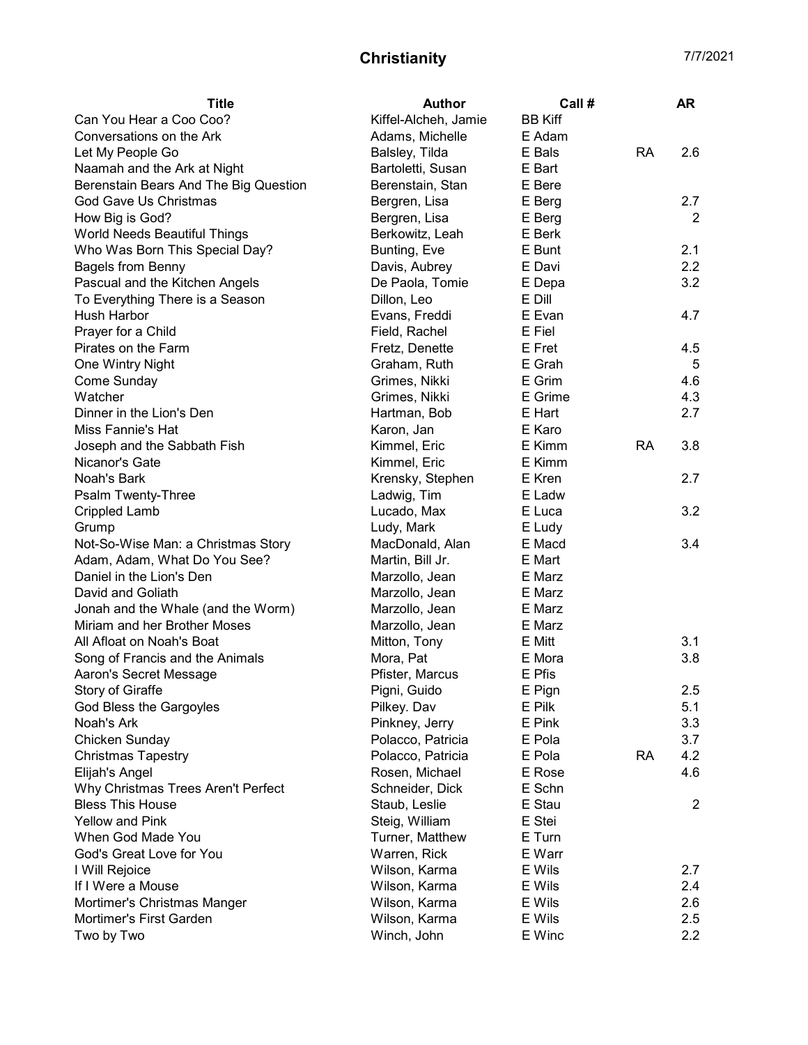# Christianity

7/7/2021

| Title | Author | Call # | | AR |
|---|---|---|---|---|
| Can You Hear a Coo Coo? | Kiffel-Alcheh, Jamie | BB Kiff | | |
| Conversations on the Ark | Adams, Michelle | E Adam | | |
| Let My People Go | Balsley, Tilda | E Bals | RA | 2.6 |
| Naamah and the Ark at Night | Bartoletti, Susan | E Bart | | |
| Berenstain Bears And The Big Question | Berenstain, Stan | E Bere | | |
| God Gave Us Christmas | Bergren, Lisa | E Berg | | 2.7 |
| How Big is God? | Bergren, Lisa | E Berg | | 2 |
| World Needs Beautiful Things | Berkowitz, Leah | E Berk | | |
| Who Was Born This Special Day? | Bunting, Eve | E Bunt | | 2.1 |
| Bagels from Benny | Davis, Aubrey | E Davi | | 2.2 |
| Pascual and the Kitchen Angels | De Paola, Tomie | E Depa | | 3.2 |
| To Everything There is a Season | Dillon, Leo | E Dill | | |
| Hush Harbor | Evans, Freddi | E Evan | | 4.7 |
| Prayer for a Child | Field, Rachel | E Fiel | | |
| Pirates on the Farm | Fretz, Denette | E Fret | | 4.5 |
| One Wintry Night | Graham, Ruth | E Grah | | 5 |
| Come Sunday | Grimes, Nikki | E Grim | | 4.6 |
| Watcher | Grimes, Nikki | E Grime | | 4.3 |
| Dinner in the Lion's Den | Hartman, Bob | E Hart | | 2.7 |
| Miss Fannie's Hat | Karon, Jan | E Karo | | |
| Joseph and the Sabbath Fish | Kimmel, Eric | E Kimm | RA | 3.8 |
| Nicanor's Gate | Kimmel, Eric | E Kimm | | |
| Noah's Bark | Krensky, Stephen | E Kren | | 2.7 |
| Psalm Twenty-Three | Ladwig, Tim | E Ladw | | |
| Crippled Lamb | Lucado, Max | E Luca | | 3.2 |
| Grump | Ludy, Mark | E Ludy | | |
| Not-So-Wise Man: a Christmas Story | MacDonald, Alan | E Macd | | 3.4 |
| Adam, Adam, What Do You See? | Martin, Bill Jr. | E Mart | | |
| Daniel in the Lion's Den | Marzollo, Jean | E Marz | | |
| David and Goliath | Marzollo, Jean | E Marz | | |
| Jonah and the Whale (and the Worm) | Marzollo, Jean | E Marz | | |
| Miriam and her Brother Moses | Marzollo, Jean | E Marz | | |
| All Afloat on Noah's Boat | Mitton, Tony | E Mitt | | 3.1 |
| Song of Francis and the Animals | Mora, Pat | E Mora | | 3.8 |
| Aaron's Secret Message | Pfister, Marcus | E Pfis | | |
| Story of Giraffe | Pigni, Guido | E Pign | | 2.5 |
| God Bless the Gargoyles | Pilkey. Dav | E Pilk | | 5.1 |
| Noah's Ark | Pinkney, Jerry | E Pink | | 3.3 |
| Chicken Sunday | Polacco, Patricia | E Pola | | 3.7 |
| Christmas Tapestry | Polacco, Patricia | E Pola | RA | 4.2 |
| Elijah's Angel | Rosen, Michael | E Rose | | 4.6 |
| Why Christmas Trees Aren't Perfect | Schneider, Dick | E Schn | | |
| Bless This House | Staub, Leslie | E Stau | | 2 |
| Yellow and Pink | Steig, William | E Stei | | |
| When God Made You | Turner, Matthew | E Turn | | |
| God's Great Love for You | Warren, Rick | E Warr | | |
| I Will Rejoice | Wilson, Karma | E Wils | | 2.7 |
| If I Were a Mouse | Wilson, Karma | E Wils | | 2.4 |
| Mortimer's Christmas Manger | Wilson, Karma | E Wils | | 2.6 |
| Mortimer's First Garden | Wilson, Karma | E Wils | | 2.5 |
| Two by Two | Winch, John | E Winc | | 2.2 |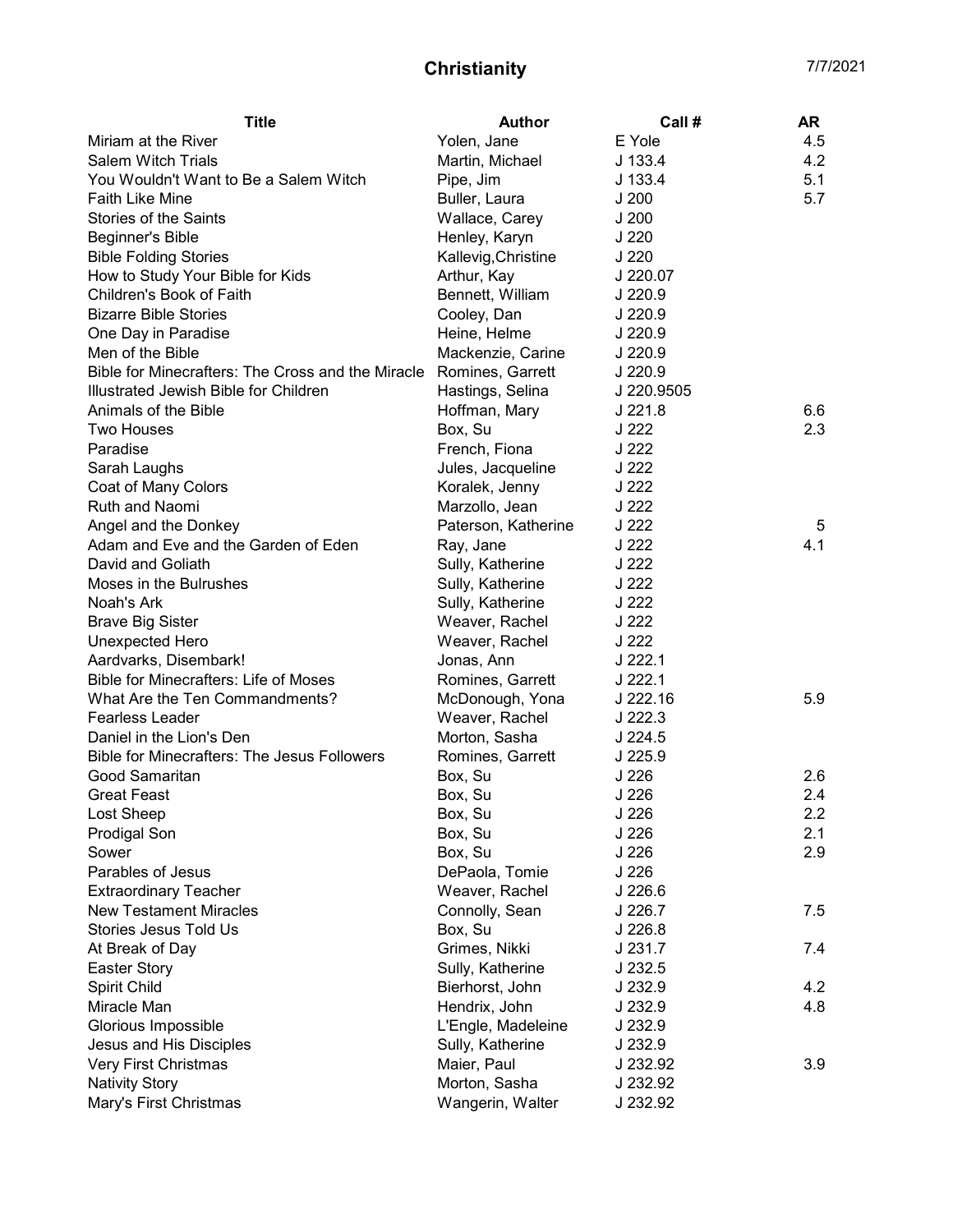# Christianity

7/7/2021

| Title | Author | Call # | AR |
|---|---|---|---|
| Miriam at the River | Yolen, Jane | E Yole | 4.5 |
| Salem Witch Trials | Martin, Michael | J 133.4 | 4.2 |
| You Wouldn't Want to Be a Salem Witch | Pipe, Jim | J 133.4 | 5.1 |
| Faith Like Mine | Buller, Laura | J 200 | 5.7 |
| Stories of the Saints | Wallace, Carey | J 200 | |
| Beginner's Bible | Henley, Karyn | J 220 | |
| Bible Folding Stories | Kallevig,Christine | J 220 | |
| How to Study Your Bible for Kids | Arthur, Kay | J 220.07 | |
| Children's Book of Faith | Bennett, William | J 220.9 | |
| Bizarre Bible Stories | Cooley, Dan | J 220.9 | |
| One Day in Paradise | Heine, Helme | J 220.9 | |
| Men of the Bible | Mackenzie, Carine | J 220.9 | |
| Bible for Minecrafters: The Cross and the Miracle | Romines, Garrett | J 220.9 | |
| Illustrated Jewish Bible for Children | Hastings, Selina | J 220.9505 | |
| Animals of the Bible | Hoffman, Mary | J 221.8 | 6.6 |
| Two Houses | Box, Su | J 222 | 2.3 |
| Paradise | French, Fiona | J 222 | |
| Sarah Laughs | Jules, Jacqueline | J 222 | |
| Coat of Many Colors | Koralek, Jenny | J 222 | |
| Ruth and Naomi | Marzollo, Jean | J 222 | |
| Angel and the Donkey | Paterson, Katherine | J 222 | 5 |
| Adam and Eve and the Garden of Eden | Ray, Jane | J 222 | 4.1 |
| David and Goliath | Sully, Katherine | J 222 | |
| Moses in the Bulrushes | Sully, Katherine | J 222 | |
| Noah's Ark | Sully, Katherine | J 222 | |
| Brave Big Sister | Weaver, Rachel | J 222 | |
| Unexpected Hero | Weaver, Rachel | J 222 | |
| Aardvarks, Disembark! | Jonas, Ann | J 222.1 | |
| Bible for Minecrafters: Life of Moses | Romines, Garrett | J 222.1 | |
| What Are the Ten Commandments? | McDonough, Yona | J 222.16 | 5.9 |
| Fearless Leader | Weaver, Rachel | J 222.3 | |
| Daniel in the Lion's Den | Morton, Sasha | J 224.5 | |
| Bible for Minecrafters: The Jesus Followers | Romines, Garrett | J 225.9 | |
| Good Samaritan | Box, Su | J 226 | 2.6 |
| Great Feast | Box, Su | J 226 | 2.4 |
| Lost Sheep | Box, Su | J 226 | 2.2 |
| Prodigal Son | Box, Su | J 226 | 2.1 |
| Sower | Box, Su | J 226 | 2.9 |
| Parables of Jesus | DePaola, Tomie | J 226 | |
| Extraordinary Teacher | Weaver, Rachel | J 226.6 | |
| New Testament Miracles | Connolly, Sean | J 226.7 | 7.5 |
| Stories Jesus Told Us | Box, Su | J 226.8 | |
| At Break of Day | Grimes, Nikki | J 231.7 | 7.4 |
| Easter Story | Sully, Katherine | J 232.5 | |
| Spirit Child | Bierhorst, John | J 232.9 | 4.2 |
| Miracle Man | Hendrix, John | J 232.9 | 4.8 |
| Glorious Impossible | L'Engle, Madeleine | J 232.9 | |
| Jesus and His Disciples | Sully, Katherine | J 232.9 | |
| Very First Christmas | Maier, Paul | J 232.92 | 3.9 |
| Nativity Story | Morton, Sasha | J 232.92 | |
| Mary's First Christmas | Wangerin, Walter | J 232.92 | |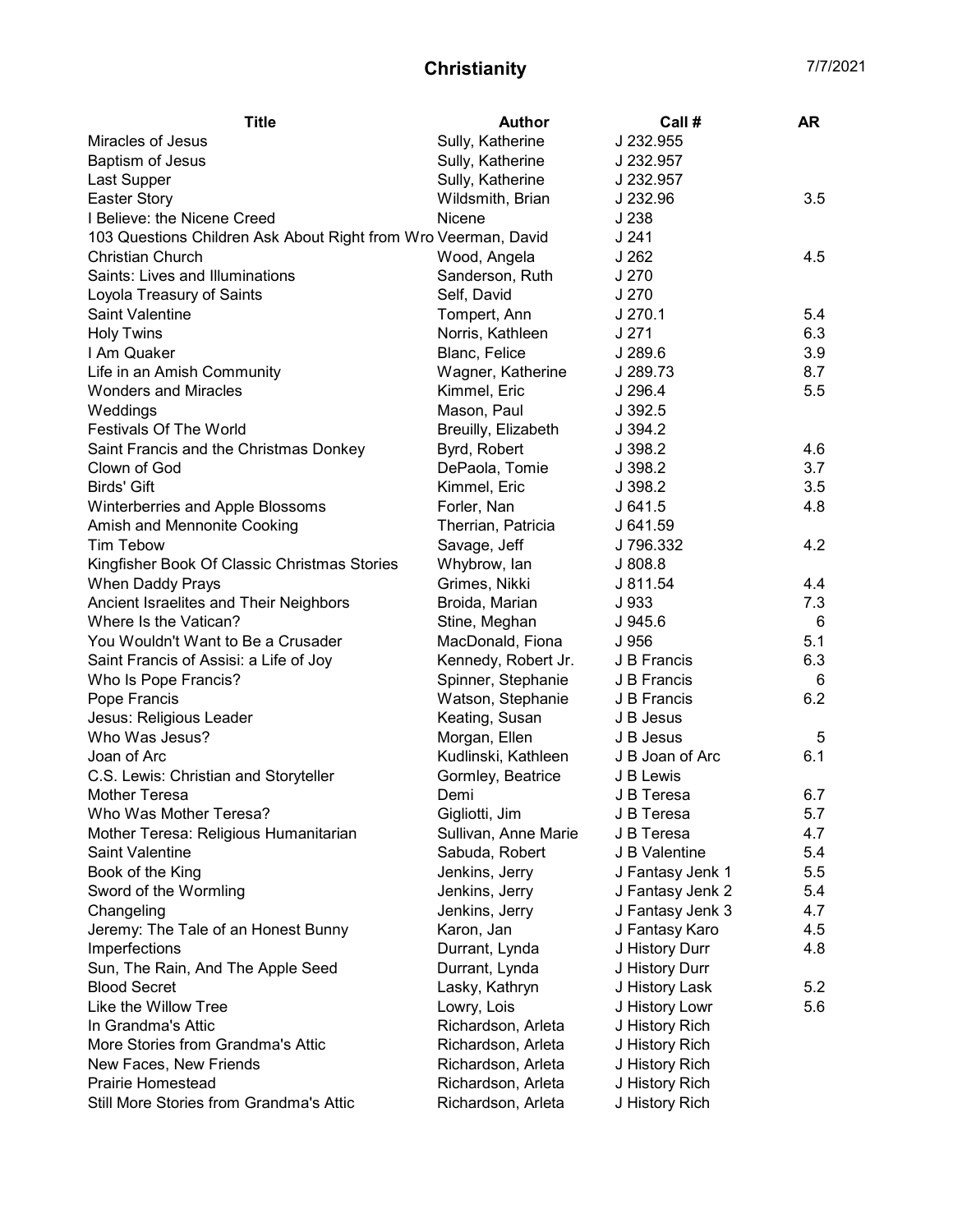# Christianity

7/7/2021

| Title | Author | Call # | AR |
|---|---|---|---|
| Miracles of Jesus | Sully, Katherine | J 232.955 | |
| Baptism of Jesus | Sully, Katherine | J 232.957 | |
| Last Supper | Sully, Katherine | J 232.957 | |
| Easter Story | Wildsmith, Brian | J 232.96 | 3.5 |
| I Believe: the Nicene Creed | Nicene | J 238 | |
| 103 Questions Children Ask About Right from Wro | Veerman, David | J 241 | |
| Christian Church | Wood, Angela | J 262 | 4.5 |
| Saints: Lives and Illuminations | Sanderson, Ruth | J 270 | |
| Loyola Treasury of Saints | Self, David | J 270 | |
| Saint Valentine | Tompert, Ann | J 270.1 | 5.4 |
| Holy Twins | Norris, Kathleen | J 271 | 6.3 |
| I Am Quaker | Blanc, Felice | J 289.6 | 3.9 |
| Life in an Amish Community | Wagner, Katherine | J 289.73 | 8.7 |
| Wonders and Miracles | Kimmel, Eric | J 296.4 | 5.5 |
| Weddings | Mason, Paul | J 392.5 | |
| Festivals Of The World | Breuilly, Elizabeth | J 394.2 | |
| Saint Francis and the Christmas Donkey | Byrd, Robert | J 398.2 | 4.6 |
| Clown of God | DePaola, Tomie | J 398.2 | 3.7 |
| Birds' Gift | Kimmel, Eric | J 398.2 | 3.5 |
| Winterberries and Apple Blossoms | Forler, Nan | J 641.5 | 4.8 |
| Amish and Mennonite Cooking | Therrian, Patricia | J 641.59 | |
| Tim Tebow | Savage, Jeff | J 796.332 | 4.2 |
| Kingfisher Book Of Classic Christmas Stories | Whybrow, Ian | J 808.8 | |
| When Daddy Prays | Grimes, Nikki | J 811.54 | 4.4 |
| Ancient Israelites and Their Neighbors | Broida, Marian | J 933 | 7.3 |
| Where Is the Vatican? | Stine, Meghan | J 945.6 | 6 |
| You Wouldn't Want to Be a Crusader | MacDonald, Fiona | J 956 | 5.1 |
| Saint Francis of Assisi: a Life of Joy | Kennedy, Robert Jr. | J B Francis | 6.3 |
| Who Is Pope Francis? | Spinner, Stephanie | J B Francis | 6 |
| Pope Francis | Watson, Stephanie | J B Francis | 6.2 |
| Jesus: Religious Leader | Keating, Susan | J B Jesus | |
| Who Was Jesus? | Morgan, Ellen | J B Jesus | 5 |
| Joan of Arc | Kudlinski, Kathleen | J B Joan of Arc | 6.1 |
| C.S. Lewis: Christian and Storyteller | Gormley, Beatrice | J B Lewis | |
| Mother Teresa | Demi | J B Teresa | 6.7 |
| Who Was Mother Teresa? | Gigliotti, Jim | J B Teresa | 5.7 |
| Mother Teresa: Religious Humanitarian | Sullivan, Anne Marie | J B Teresa | 4.7 |
| Saint Valentine | Sabuda, Robert | J B Valentine | 5.4 |
| Book of the King | Jenkins, Jerry | J Fantasy Jenk 1 | 5.5 |
| Sword of the Wormling | Jenkins, Jerry | J Fantasy Jenk 2 | 5.4 |
| Changeling | Jenkins, Jerry | J Fantasy Jenk 3 | 4.7 |
| Jeremy: The Tale of an Honest Bunny | Karon, Jan | J Fantasy Karo | 4.5 |
| Imperfections | Durrant, Lynda | J History Durr | 4.8 |
| Sun, The Rain, And The Apple Seed | Durrant, Lynda | J History Durr | |
| Blood Secret | Lasky, Kathryn | J History Lask | 5.2 |
| Like the Willow Tree | Lowry, Lois | J History Lowr | 5.6 |
| In Grandma's Attic | Richardson, Arleta | J History Rich | |
| More Stories from Grandma's Attic | Richardson, Arleta | J History Rich | |
| New Faces, New Friends | Richardson, Arleta | J History Rich | |
| Prairie Homestead | Richardson, Arleta | J History Rich | |
| Still More Stories from Grandma's Attic | Richardson, Arleta | J History Rich | |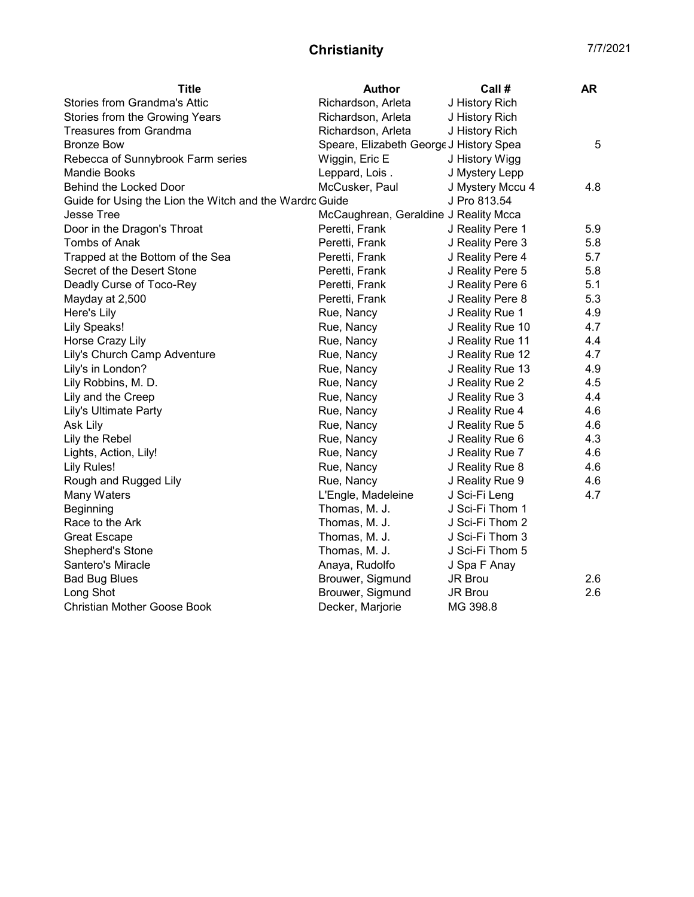# Christianity

7/7/2021

| Title | Author | Call # | AR |
|---|---|---|---|
| Stories from Grandma's Attic | Richardson, Arleta | J History Rich | |
| Stories from the Growing Years | Richardson, Arleta | J History Rich | |
| Treasures from Grandma | Richardson, Arleta | J History Rich | |
| Bronze Bow | Speare, Elizabeth George | J History Spea | 5 |
| Rebecca of Sunnybrook Farm series | Wiggin, Eric E | J History Wigg | |
| Mandie Books | Leppard, Lois . | J Mystery Lepp | |
| Behind the Locked Door | McCusker, Paul | J Mystery Mccu 4 | 4.8 |
| Guide for Using the Lion the Witch and the Wardrc | Guide | J Pro 813.54 | |
| Jesse Tree | McCaughrean, Geraldine | J Reality Mcca | |
| Door in the Dragon's Throat | Peretti, Frank | J Reality Pere 1 | 5.9 |
| Tombs of Anak | Peretti, Frank | J Reality Pere 3 | 5.8 |
| Trapped at the Bottom of the Sea | Peretti, Frank | J Reality Pere 4 | 5.7 |
| Secret of the Desert Stone | Peretti, Frank | J Reality Pere 5 | 5.8 |
| Deadly Curse of Toco-Rey | Peretti, Frank | J Reality Pere 6 | 5.1 |
| Mayday at 2,500 | Peretti, Frank | J Reality Pere 8 | 5.3 |
| Here's Lily | Rue, Nancy | J Reality Rue 1 | 4.9 |
| Lily Speaks! | Rue, Nancy | J Reality Rue 10 | 4.7 |
| Horse Crazy Lily | Rue, Nancy | J Reality Rue 11 | 4.4 |
| Lily's Church Camp Adventure | Rue, Nancy | J Reality Rue 12 | 4.7 |
| Lily's in London? | Rue, Nancy | J Reality Rue 13 | 4.9 |
| Lily Robbins, M. D. | Rue, Nancy | J Reality Rue 2 | 4.5 |
| Lily and the Creep | Rue, Nancy | J Reality Rue 3 | 4.4 |
| Lily's Ultimate Party | Rue, Nancy | J Reality Rue 4 | 4.6 |
| Ask Lily | Rue, Nancy | J Reality Rue 5 | 4.6 |
| Lily the Rebel | Rue, Nancy | J Reality Rue 6 | 4.3 |
| Lights, Action, Lily! | Rue, Nancy | J Reality Rue 7 | 4.6 |
| Lily Rules! | Rue, Nancy | J Reality Rue 8 | 4.6 |
| Rough and Rugged Lily | Rue, Nancy | J Reality Rue 9 | 4.6 |
| Many Waters | L'Engle, Madeleine | J Sci-Fi Leng | 4.7 |
| Beginning | Thomas, M. J. | J Sci-Fi Thom 1 | |
| Race to the Ark | Thomas, M. J. | J Sci-Fi Thom 2 | |
| Great Escape | Thomas, M. J. | J Sci-Fi Thom 3 | |
| Shepherd's Stone | Thomas, M. J. | J Sci-Fi Thom 5 | |
| Santero's Miracle | Anaya, Rudolfo | J Spa F Anay | |
| Bad Bug Blues | Brouwer, Sigmund | JR Brou | 2.6 |
| Long Shot | Brouwer, Sigmund | JR Brou | 2.6 |
| Christian Mother Goose Book | Decker, Marjorie | MG 398.8 | |